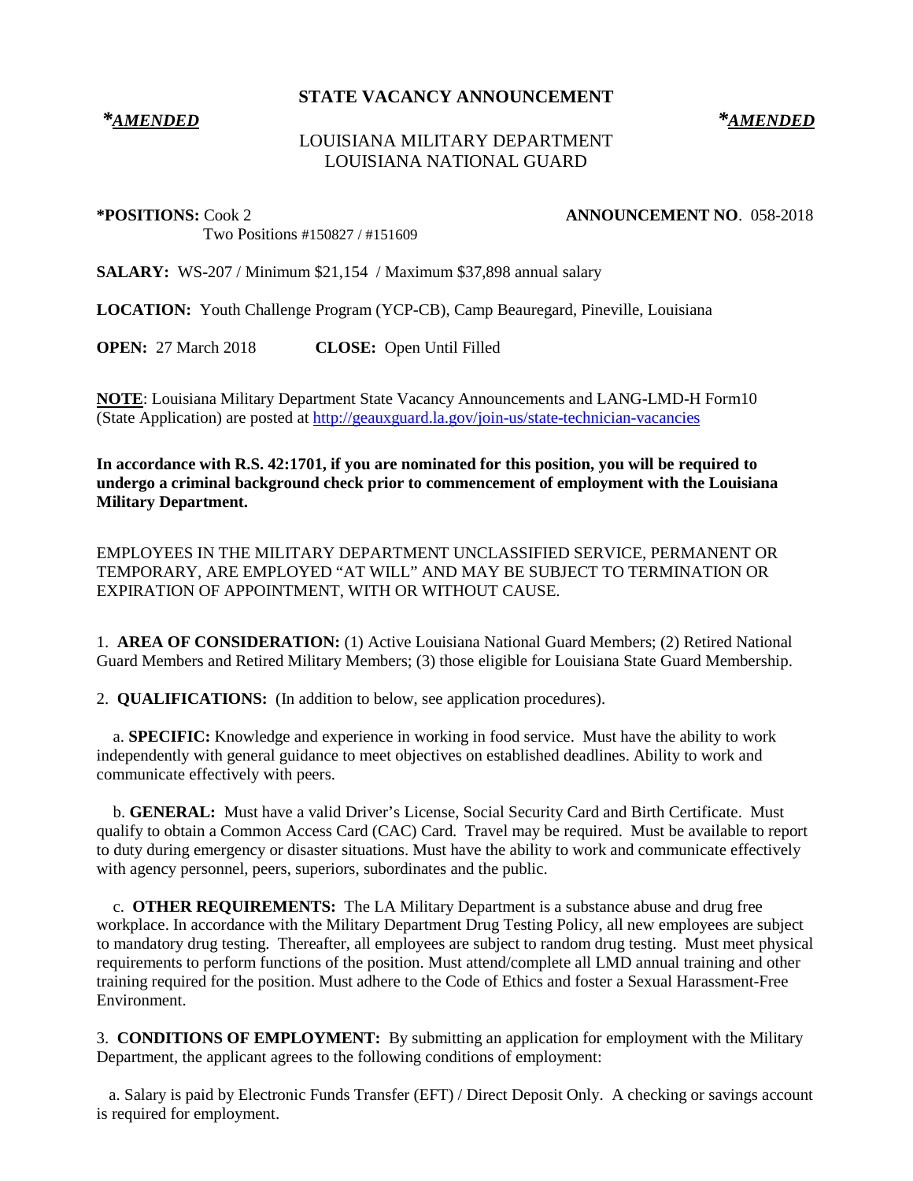# STATE VACANCY ANNOUNCEMENT

***AMENDED*** ***AMENDED***

LOUISIANA MILITARY DEPARTMENT
LOUISIANA NATIONAL GUARD

**\*POSITIONS:** Cook 2
Two Positions #150827 / #151609

**ANNOUNCEMENT NO**. 058-2018

**SALARY:** WS-207 / Minimum $21,154 / Maximum $37,898 annual salary

**LOCATION:** Youth Challenge Program (YCP-CB), Camp Beauregard, Pineville, Louisiana

**OPEN:** 27 March 2018 **CLOSE:** Open Until Filled

**NOTE**: Louisiana Military Department State Vacancy Announcements and LANG-LMD-H Form10 (State Application) are posted at http://geauxguard.la.gov/join-us/state-technician-vacancies

**In accordance with R.S. 42:1701, if you are nominated for this position, you will be required to undergo a criminal background check prior to commencement of employment with the Louisiana Military Department.**

EMPLOYEES IN THE MILITARY DEPARTMENT UNCLASSIFIED SERVICE, PERMANENT OR TEMPORARY, ARE EMPLOYED "AT WILL" AND MAY BE SUBJECT TO TERMINATION OR EXPIRATION OF APPOINTMENT, WITH OR WITHOUT CAUSE.

1. **AREA OF CONSIDERATION:** (1) Active Louisiana National Guard Members; (2) Retired National Guard Members and Retired Military Members; (3) those eligible for Louisiana State Guard Membership.

2. **QUALIFICATIONS:** (In addition to below, see application procedures).

a. **SPECIFIC:** Knowledge and experience in working in food service. Must have the ability to work independently with general guidance to meet objectives on established deadlines. Ability to work and communicate effectively with peers.

b. **GENERAL:** Must have a valid Driver's License, Social Security Card and Birth Certificate. Must qualify to obtain a Common Access Card (CAC) Card. Travel may be required. Must be available to report to duty during emergency or disaster situations. Must have the ability to work and communicate effectively with agency personnel, peers, superiors, subordinates and the public.

c. **OTHER REQUIREMENTS:** The LA Military Department is a substance abuse and drug free workplace. In accordance with the Military Department Drug Testing Policy, all new employees are subject to mandatory drug testing. Thereafter, all employees are subject to random drug testing. Must meet physical requirements to perform functions of the position. Must attend/complete all LMD annual training and other training required for the position. Must adhere to the Code of Ethics and foster a Sexual Harassment-Free Environment.

3. **CONDITIONS OF EMPLOYMENT:** By submitting an application for employment with the Military Department, the applicant agrees to the following conditions of employment:

a. Salary is paid by Electronic Funds Transfer (EFT) / Direct Deposit Only. A checking or savings account is required for employment.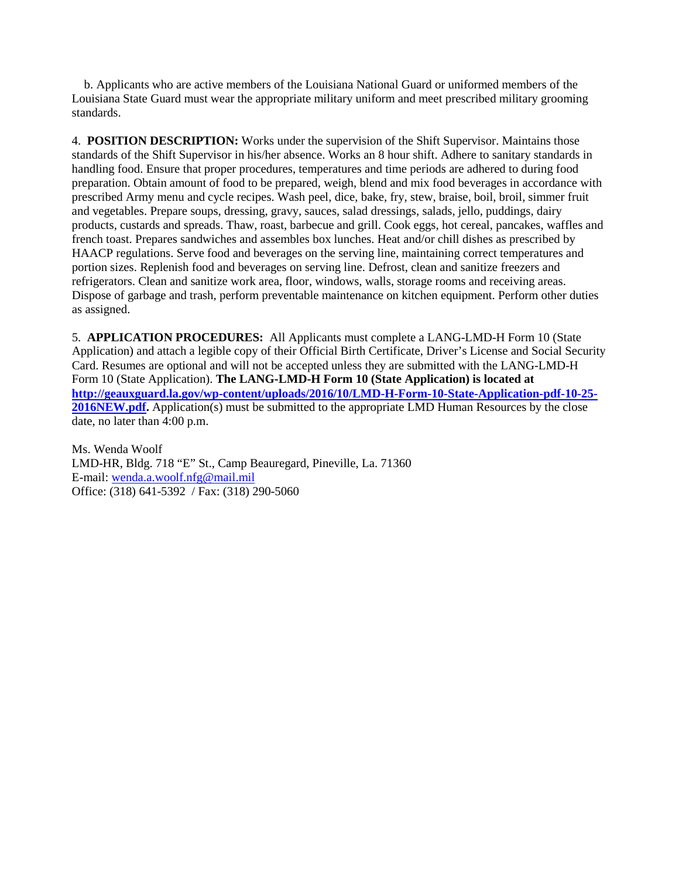b. Applicants who are active members of the Louisiana National Guard or uniformed members of the Louisiana State Guard must wear the appropriate military uniform and meet prescribed military grooming standards.

4. **POSITION DESCRIPTION:** Works under the supervision of the Shift Supervisor. Maintains those standards of the Shift Supervisor in his/her absence. Works an 8 hour shift. Adhere to sanitary standards in handling food. Ensure that proper procedures, temperatures and time periods are adhered to during food preparation. Obtain amount of food to be prepared, weigh, blend and mix food beverages in accordance with prescribed Army menu and cycle recipes. Wash peel, dice, bake, fry, stew, braise, boil, broil, simmer fruit and vegetables. Prepare soups, dressing, gravy, sauces, salad dressings, salads, jello, puddings, dairy products, custards and spreads. Thaw, roast, barbecue and grill. Cook eggs, hot cereal, pancakes, waffles and french toast. Prepares sandwiches and assembles box lunches. Heat and/or chill dishes as prescribed by HAACP regulations. Serve food and beverages on the serving line, maintaining correct temperatures and portion sizes. Replenish food and beverages on serving line. Defrost, clean and sanitize freezers and refrigerators. Clean and sanitize work area, floor, windows, walls, storage rooms and receiving areas. Dispose of garbage and trash, perform preventable maintenance on kitchen equipment. Perform other duties as assigned.

5. **APPLICATION PROCEDURES:** All Applicants must complete a LANG-LMD-H Form 10 (State Application) and attach a legible copy of their Official Birth Certificate, Driver's License and Social Security Card. Resumes are optional and will not be accepted unless they are submitted with the LANG-LMD-H Form 10 (State Application). **The LANG-LMD-H Form 10 (State Application) is located at [http://geauxguard.la.gov/wp-content/uploads/2016/10/LMD-H-Form-10-State-Application-pdf-10-25-2016NEW.pdf](http://geauxguard.la.gov/wp-content/uploads/2016/10/LMD-H-Form-10-State-Application-pdf-10-25-2016NEW.pdf).** Application(s) must be submitted to the appropriate LMD Human Resources by the close date, no later than 4:00 p.m.

Ms. Wenda Woolf
LMD-HR, Bldg. 718 "E" St., Camp Beauregard, Pineville, La. 71360
E-mail: wenda.a.woolf.nfg@mail.mil
Office: (318) 641-5392 / Fax: (318) 290-5060